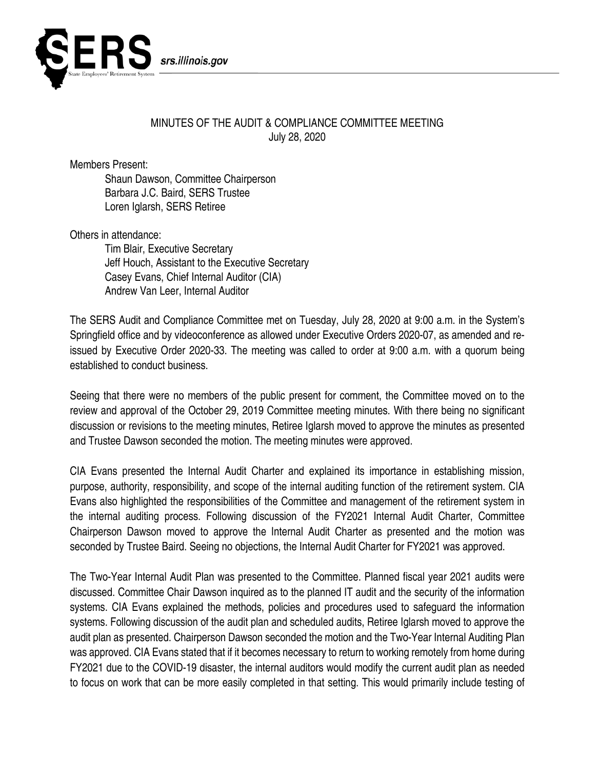# MINUTES OF THE AUDIT & COMPLIANCE COMMITTEE MEETING

July 28, 2020

Members Present:

Shaun Dawson, Committee Chairperson
Barbara J.C. Baird, SERS Trustee
Loren Iglarsh, SERS Retiree

Others in attendance:

Tim Blair, Executive Secretary
Jeff Houch, Assistant to the Executive Secretary
Casey Evans, Chief Internal Auditor (CIA)
Andrew Van Leer, Internal Auditor

The SERS Audit and Compliance Committee met on Tuesday, July 28, 2020 at 9:00 a.m. in the System's Springfield office and by videoconference as allowed under Executive Orders 2020-07, as amended and re-issued by Executive Order 2020-33. The meeting was called to order at 9:00 a.m. with a quorum being established to conduct business.

Seeing that there were no members of the public present for comment, the Committee moved on to the review and approval of the October 29, 2019 Committee meeting minutes. With there being no significant discussion or revisions to the meeting minutes, Retiree Iglarsh moved to approve the minutes as presented and Trustee Dawson seconded the motion. The meeting minutes were approved.

CIA Evans presented the Internal Audit Charter and explained its importance in establishing mission, purpose, authority, responsibility, and scope of the internal auditing function of the retirement system. CIA Evans also highlighted the responsibilities of the Committee and management of the retirement system in the internal auditing process. Following discussion of the FY2021 Internal Audit Charter, Committee Chairperson Dawson moved to approve the Internal Audit Charter as presented and the motion was seconded by Trustee Baird. Seeing no objections, the Internal Audit Charter for FY2021 was approved.

The Two-Year Internal Audit Plan was presented to the Committee. Planned fiscal year 2021 audits were discussed. Committee Chair Dawson inquired as to the planned IT audit and the security of the information systems. CIA Evans explained the methods, policies and procedures used to safeguard the information systems. Following discussion of the audit plan and scheduled audits, Retiree Iglarsh moved to approve the audit plan as presented. Chairperson Dawson seconded the motion and the Two-Year Internal Auditing Plan was approved. CIA Evans stated that if it becomes necessary to return to working remotely from home during FY2021 due to the COVID-19 disaster, the internal auditors would modify the current audit plan as needed to focus on work that can be more easily completed in that setting. This would primarily include testing of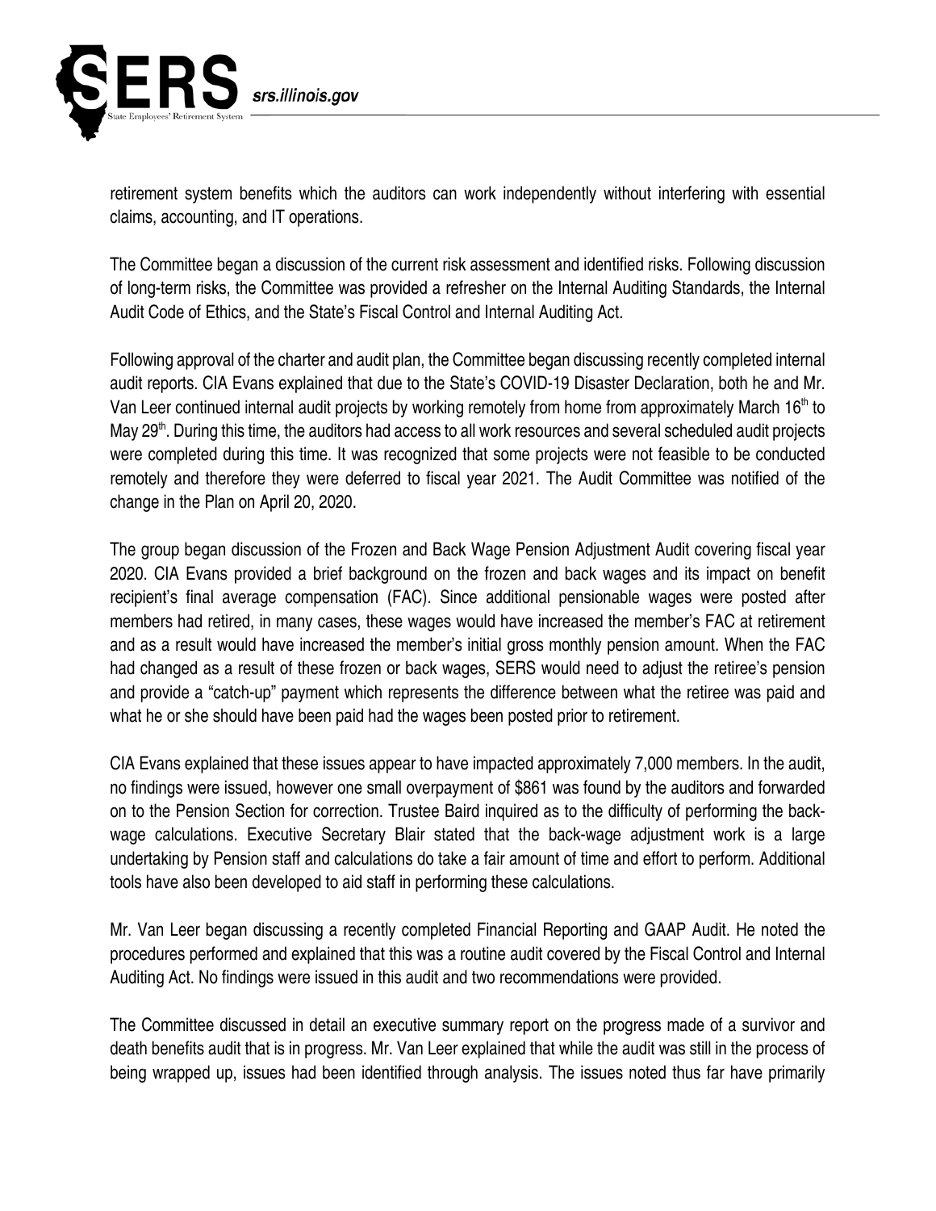retirement system benefits which the auditors can work independently without interfering with essential claims, accounting, and IT operations.

The Committee began a discussion of the current risk assessment and identified risks. Following discussion of long-term risks, the Committee was provided a refresher on the Internal Auditing Standards, the Internal Audit Code of Ethics, and the State's Fiscal Control and Internal Auditing Act.

Following approval of the charter and audit plan, the Committee began discussing recently completed internal audit reports. CIA Evans explained that due to the State's COVID-19 Disaster Declaration, both he and Mr. Van Leer continued internal audit projects by working remotely from home from approximately March 16th to May 29th. During this time, the auditors had access to all work resources and several scheduled audit projects were completed during this time. It was recognized that some projects were not feasible to be conducted remotely and therefore they were deferred to fiscal year 2021. The Audit Committee was notified of the change in the Plan on April 20, 2020.

The group began discussion of the Frozen and Back Wage Pension Adjustment Audit covering fiscal year 2020. CIA Evans provided a brief background on the frozen and back wages and its impact on benefit recipient's final average compensation (FAC). Since additional pensionable wages were posted after members had retired, in many cases, these wages would have increased the member's FAC at retirement and as a result would have increased the member's initial gross monthly pension amount. When the FAC had changed as a result of these frozen or back wages, SERS would need to adjust the retiree's pension and provide a "catch-up" payment which represents the difference between what the retiree was paid and what he or she should have been paid had the wages been posted prior to retirement.

CIA Evans explained that these issues appear to have impacted approximately 7,000 members. In the audit, no findings were issued, however one small overpayment of $861 was found by the auditors and forwarded on to the Pension Section for correction. Trustee Baird inquired as to the difficulty of performing the back-wage calculations. Executive Secretary Blair stated that the back-wage adjustment work is a large undertaking by Pension staff and calculations do take a fair amount of time and effort to perform. Additional tools have also been developed to aid staff in performing these calculations.

Mr. Van Leer began discussing a recently completed Financial Reporting and GAAP Audit. He noted the procedures performed and explained that this was a routine audit covered by the Fiscal Control and Internal Auditing Act. No findings were issued in this audit and two recommendations were provided.

The Committee discussed in detail an executive summary report on the progress made of a survivor and death benefits audit that is in progress. Mr. Van Leer explained that while the audit was still in the process of being wrapped up, issues had been identified through analysis. The issues noted thus far have primarily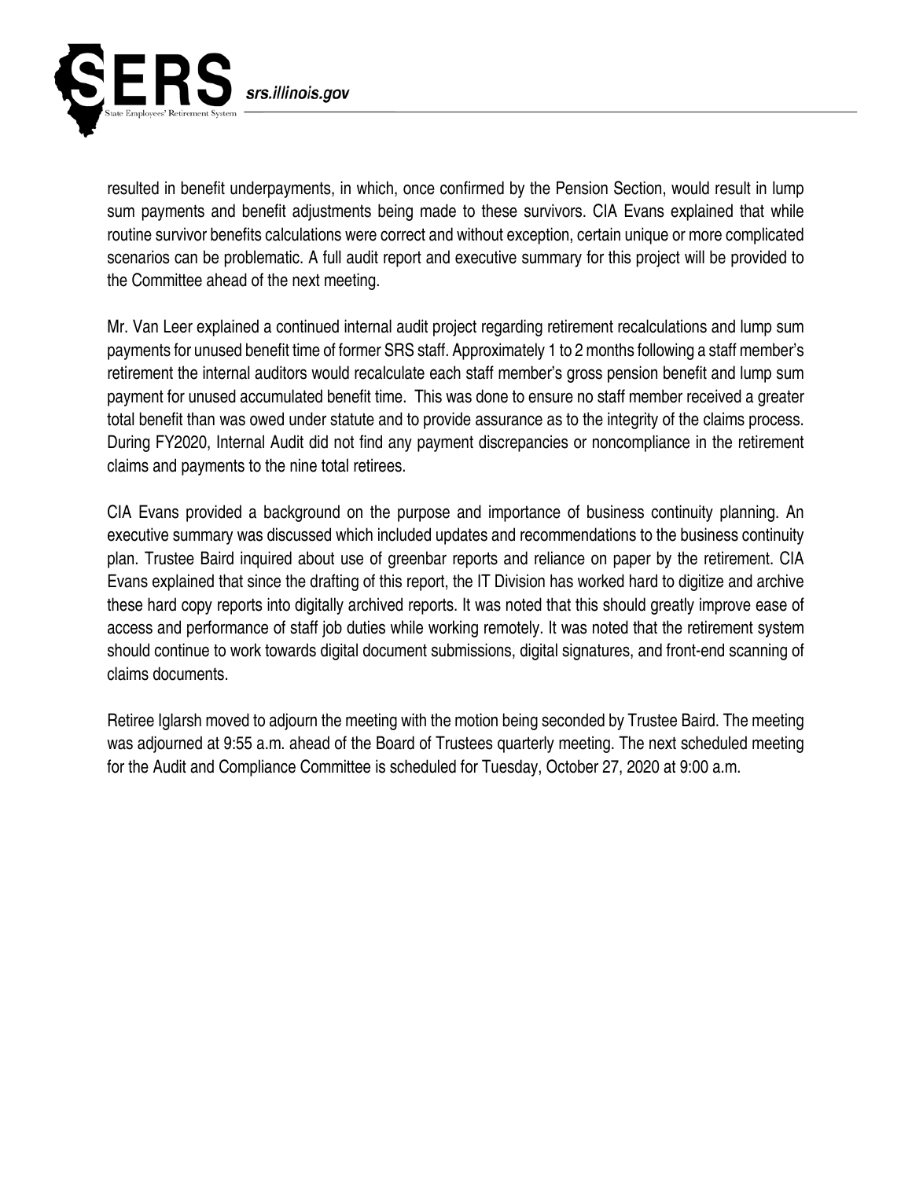resulted in benefit underpayments, in which, once confirmed by the Pension Section, would result in lump sum payments and benefit adjustments being made to these survivors. CIA Evans explained that while routine survivor benefits calculations were correct and without exception, certain unique or more complicated scenarios can be problematic. A full audit report and executive summary for this project will be provided to the Committee ahead of the next meeting.

Mr. Van Leer explained a continued internal audit project regarding retirement recalculations and lump sum payments for unused benefit time of former SRS staff. Approximately 1 to 2 months following a staff member's retirement the internal auditors would recalculate each staff member's gross pension benefit and lump sum payment for unused accumulated benefit time. This was done to ensure no staff member received a greater total benefit than was owed under statute and to provide assurance as to the integrity of the claims process. During FY2020, Internal Audit did not find any payment discrepancies or noncompliance in the retirement claims and payments to the nine total retirees.

CIA Evans provided a background on the purpose and importance of business continuity planning. An executive summary was discussed which included updates and recommendations to the business continuity plan. Trustee Baird inquired about use of greenbar reports and reliance on paper by the retirement. CIA Evans explained that since the drafting of this report, the IT Division has worked hard to digitize and archive these hard copy reports into digitally archived reports. It was noted that this should greatly improve ease of access and performance of staff job duties while working remotely. It was noted that the retirement system should continue to work towards digital document submissions, digital signatures, and front-end scanning of claims documents.

Retiree Iglarsh moved to adjourn the meeting with the motion being seconded by Trustee Baird. The meeting was adjourned at 9:55 a.m. ahead of the Board of Trustees quarterly meeting. The next scheduled meeting for the Audit and Compliance Committee is scheduled for Tuesday, October 27, 2020 at 9:00 a.m.